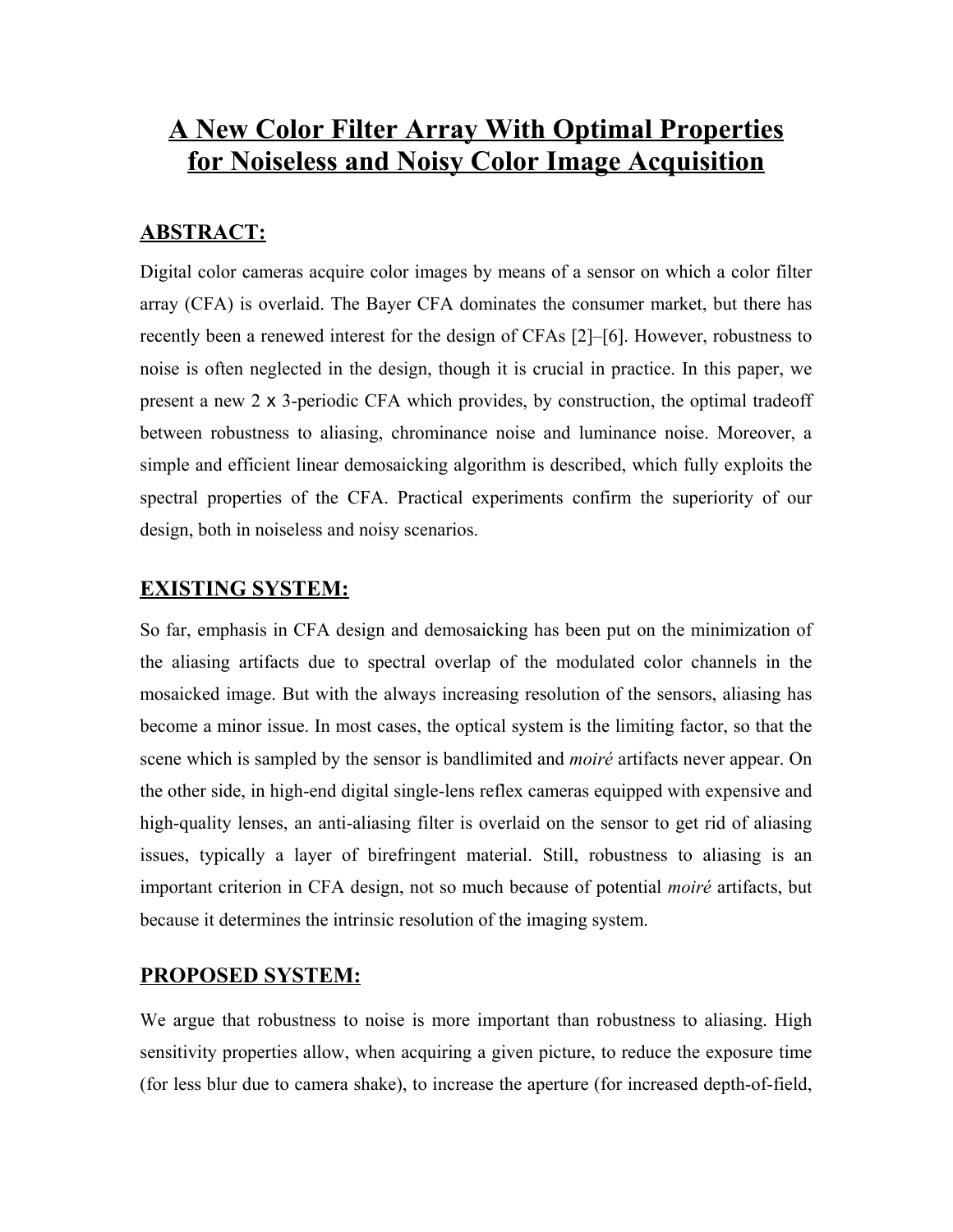# A New Color Filter Array With Optimal Properties for Noiseless and Noisy Color Image Acquisition

## ABSTRACT:

Digital color cameras acquire color images by means of a sensor on which a color filter array (CFA) is overlaid. The Bayer CFA dominates the consumer market, but there has recently been a renewed interest for the design of CFAs [2]–[6]. However, robustness to noise is often neglected in the design, though it is crucial in practice. In this paper, we present a new $2 \times 3$-periodic CFA which provides, by construction, the optimal tradeoff between robustness to aliasing, chrominance noise and luminance noise. Moreover, a simple and efficient linear demosaicking algorithm is described, which fully exploits the spectral properties of the CFA. Practical experiments confirm the superiority of our design, both in noiseless and noisy scenarios.

## EXISTING SYSTEM:

So far, emphasis in CFA design and demosaicking has been put on the minimization of the aliasing artifacts due to spectral overlap of the modulated color channels in the mosaicked image. But with the always increasing resolution of the sensors, aliasing has become a minor issue. In most cases, the optical system is the limiting factor, so that the scene which is sampled by the sensor is bandlimited and *moiré* artifacts never appear. On the other side, in high-end digital single-lens reflex cameras equipped with expensive and high-quality lenses, an anti-aliasing filter is overlaid on the sensor to get rid of aliasing issues, typically a layer of birefringent material. Still, robustness to aliasing is an important criterion in CFA design, not so much because of potential *moiré* artifacts, but because it determines the intrinsic resolution of the imaging system.

## PROPOSED SYSTEM:

We argue that robustness to noise is more important than robustness to aliasing. High sensitivity properties allow, when acquiring a given picture, to reduce the exposure time (for less blur due to camera shake), to increase the aperture (for increased depth-of-field,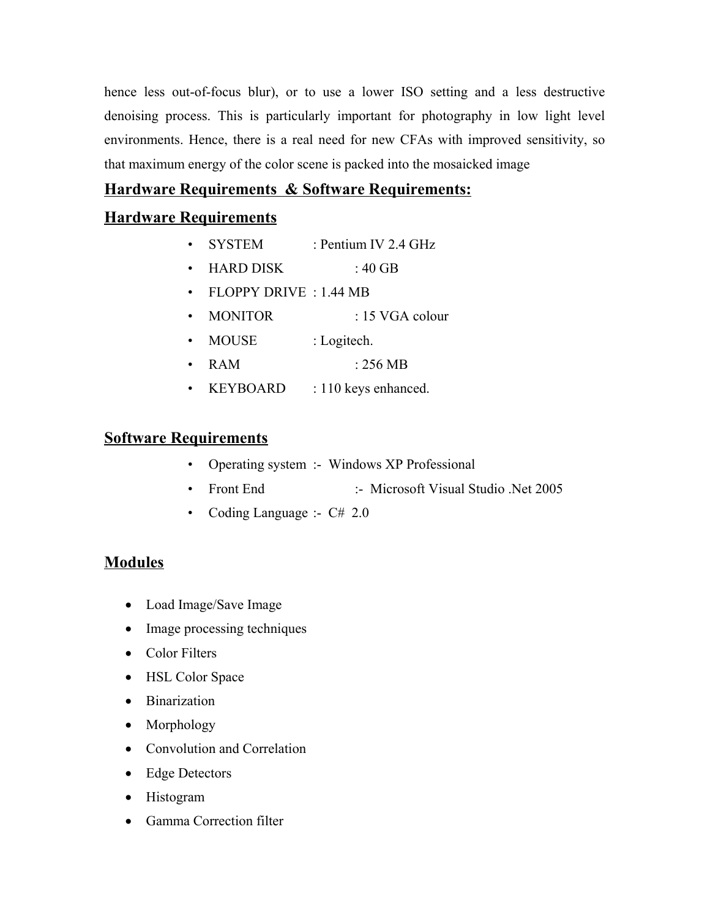hence less out-of-focus blur), or to use a lower ISO setting and a less destructive denoising process. This is particularly important for photography in low light level environments. Hence, there is a real need for new CFAs with improved sensitivity, so that maximum energy of the color scene is packed into the mosaicked image

## Hardware Requirements & Software Requirements:

## Hardware Requirements

- SYSTEM : Pentium IV 2.4 GHz
- HARD DISK : 40 GB
- FLOPPY DRIVE : 1.44 MB
- MONITOR : 15 VGA colour
- MOUSE : Logitech.
- RAM : 256 MB
- KEYBOARD : 110 keys enhanced.

## Software Requirements

- Operating system :- Windows XP Professional
- Front End :- Microsoft Visual Studio .Net 2005
- Coding Language :- C# 2.0

## Modules

- Load Image/Save Image
- Image processing techniques
- Color Filters
- HSL Color Space
- Binarization
- Morphology
- Convolution and Correlation
- Edge Detectors
- Histogram
- Gamma Correction filter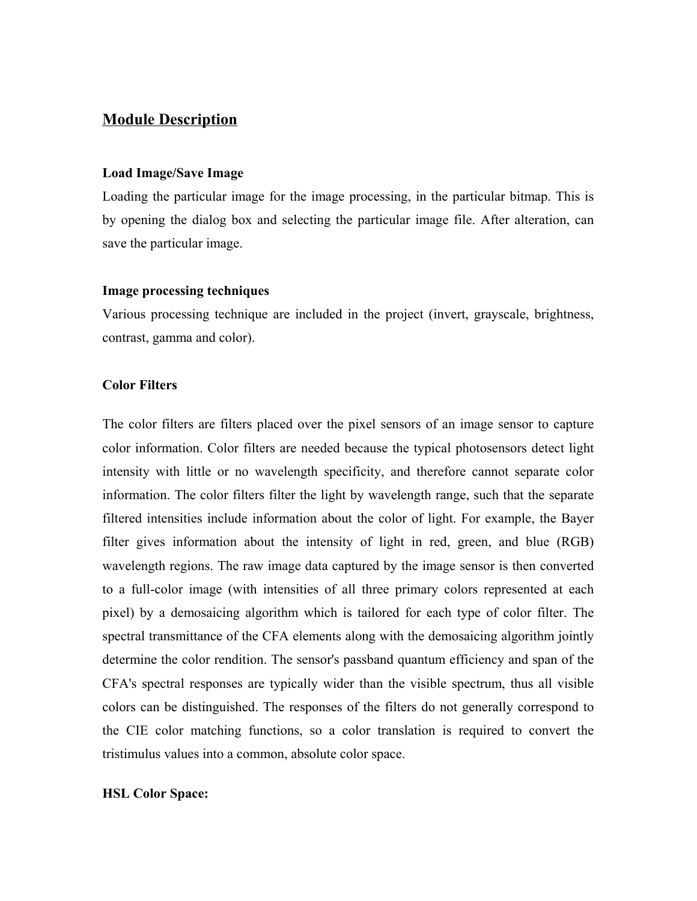## Module Description

### Load Image/Save Image

Loading the particular image for the image processing, in the particular bitmap. This is by opening the dialog box and selecting the particular image file. After alteration, can save the particular image.

### Image processing techniques

Various processing technique are included in the project (invert, grayscale, brightness, contrast, gamma and color).

### Color Filters

The color filters are filters placed over the pixel sensors of an image sensor to capture color information. Color filters are needed because the typical photosensors detect light intensity with little or no wavelength specificity, and therefore cannot separate color information. The color filters filter the light by wavelength range, such that the separate filtered intensities include information about the color of light. For example, the Bayer filter gives information about the intensity of light in red, green, and blue (RGB) wavelength regions. The raw image data captured by the image sensor is then converted to a full-color image (with intensities of all three primary colors represented at each pixel) by a demosaicing algorithm which is tailored for each type of color filter. The spectral transmittance of the CFA elements along with the demosaicing algorithm jointly determine the color rendition. The sensor's passband quantum efficiency and span of the CFA's spectral responses are typically wider than the visible spectrum, thus all visible colors can be distinguished. The responses of the filters do not generally correspond to the CIE color matching functions, so a color translation is required to convert the tristimulus values into a common, absolute color space.

### HSL Color Space: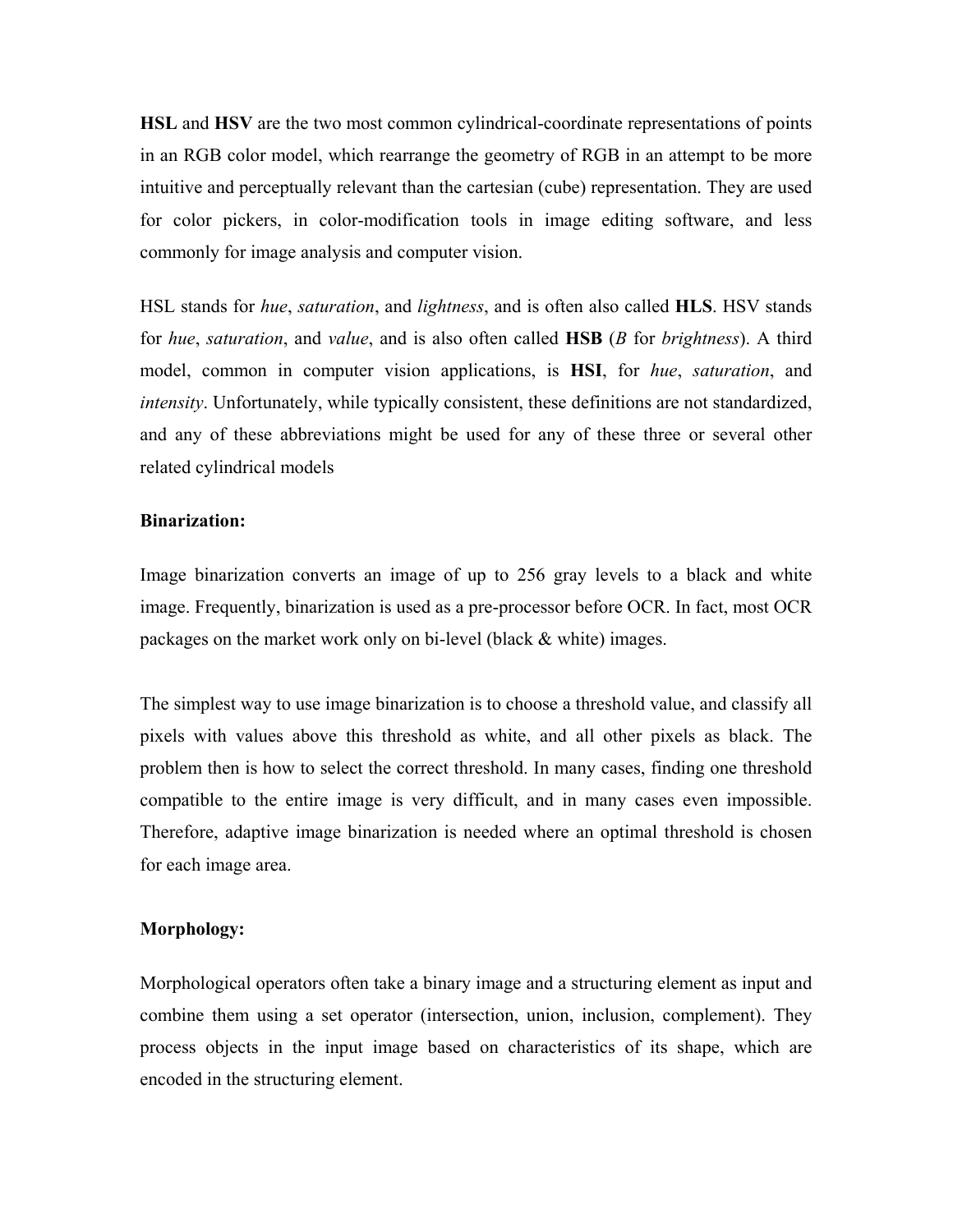**HSL** and **HSV** are the two most common cylindrical-coordinate representations of points in an RGB color model, which rearrange the geometry of RGB in an attempt to be more intuitive and perceptually relevant than the cartesian (cube) representation. They are used for color pickers, in color-modification tools in image editing software, and less commonly for image analysis and computer vision.

HSL stands for *hue*, *saturation*, and *lightness*, and is often also called **HLS**. HSV stands for *hue*, *saturation*, and *value*, and is also often called **HSB** (*B* for *brightness*). A third model, common in computer vision applications, is **HSI**, for *hue*, *saturation*, and *intensity*. Unfortunately, while typically consistent, these definitions are not standardized, and any of these abbreviations might be used for any of these three or several other related cylindrical models

**Binarization:**

Image binarization converts an image of up to 256 gray levels to a black and white image. Frequently, binarization is used as a pre-processor before OCR. In fact, most OCR packages on the market work only on bi-level (black & white) images.

The simplest way to use image binarization is to choose a threshold value, and classify all pixels with values above this threshold as white, and all other pixels as black. The problem then is how to select the correct threshold. In many cases, finding one threshold compatible to the entire image is very difficult, and in many cases even impossible. Therefore, adaptive image binarization is needed where an optimal threshold is chosen for each image area.

**Morphology:**

Morphological operators often take a binary image and a structuring element as input and combine them using a set operator (intersection, union, inclusion, complement). They process objects in the input image based on characteristics of its shape, which are encoded in the structuring element.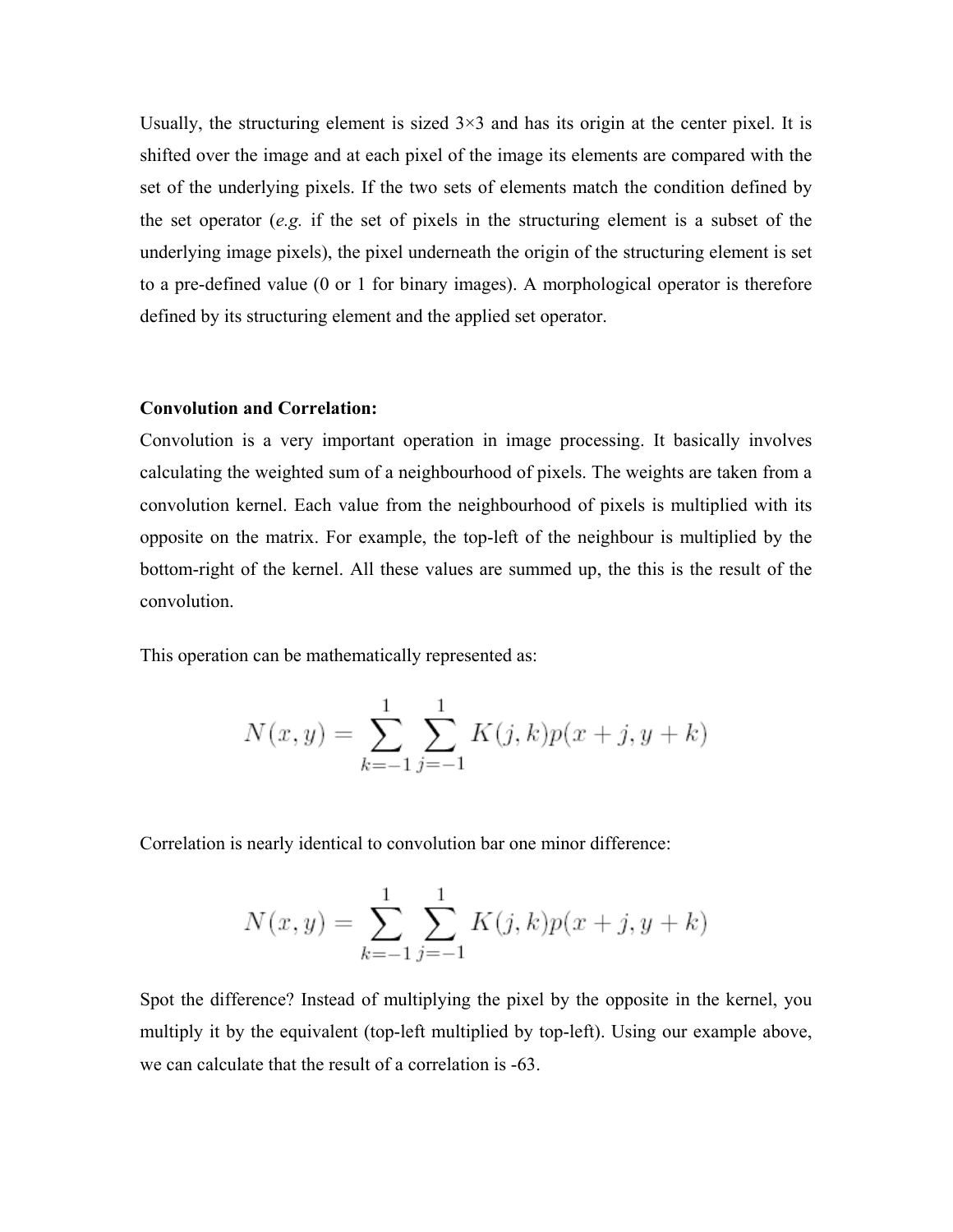Usually, the structuring element is sized 3×3 and has its origin at the center pixel. It is shifted over the image and at each pixel of the image its elements are compared with the set of the underlying pixels. If the two sets of elements match the condition defined by the set operator (*e.g.* if the set of pixels in the structuring element is a subset of the underlying image pixels), the pixel underneath the origin of the structuring element is set to a pre-defined value (0 or 1 for binary images). A morphological operator is therefore defined by its structuring element and the applied set operator.

**Convolution and Correlation:**

Convolution is a very important operation in image processing. It basically involves calculating the weighted sum of a neighbourhood of pixels. The weights are taken from a convolution kernel. Each value from the neighbourhood of pixels is multiplied with its opposite on the matrix. For example, the top-left of the neighbour is multiplied by the bottom-right of the kernel. All these values are summed up, the this is the result of the convolution.

This operation can be mathematically represented as:

$$N(x,y) = \sum_{k=-1}^{1} \sum_{j=-1}^{1} K(j,k)p(x+j,y+k)$$

Correlation is nearly identical to convolution bar one minor difference:

$$N(x,y) = \sum_{k=-1}^{1} \sum_{j=-1}^{1} K(j,k)p(x+j,y+k)$$

Spot the difference? Instead of multiplying the pixel by the opposite in the kernel, you multiply it by the equivalent (top-left multiplied by top-left). Using our example above, we can calculate that the result of a correlation is -63.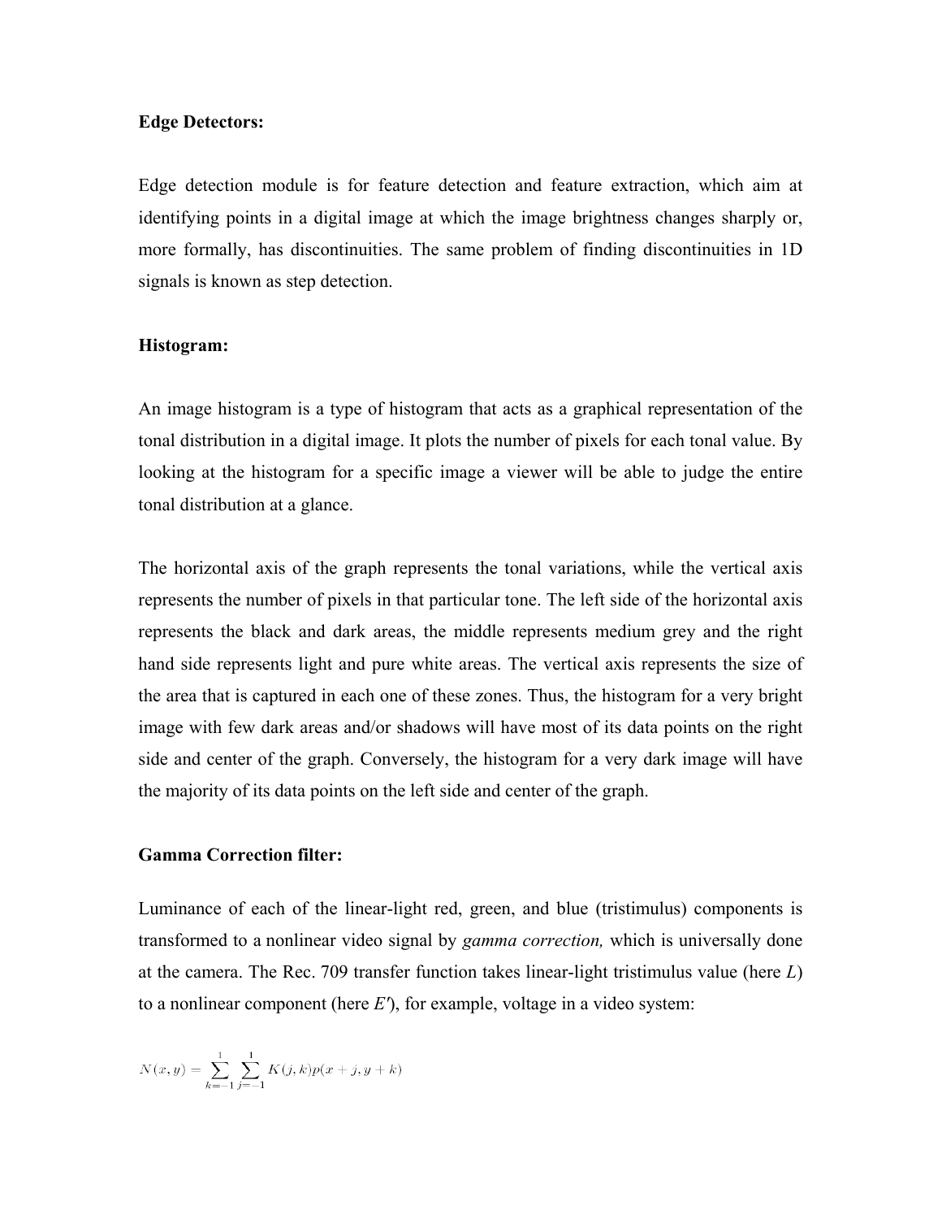**Edge Detectors:**

Edge detection module is for feature detection and feature extraction, which aim at identifying points in a digital image at which the image brightness changes sharply or, more formally, has discontinuities. The same problem of finding discontinuities in 1D signals is known as step detection.

**Histogram:**

An image histogram is a type of histogram that acts as a graphical representation of the tonal distribution in a digital image. It plots the number of pixels for each tonal value. By looking at the histogram for a specific image a viewer will be able to judge the entire tonal distribution at a glance.

The horizontal axis of the graph represents the tonal variations, while the vertical axis represents the number of pixels in that particular tone. The left side of the horizontal axis represents the black and dark areas, the middle represents medium grey and the right hand side represents light and pure white areas. The vertical axis represents the size of the area that is captured in each one of these zones. Thus, the histogram for a very bright image with few dark areas and/or shadows will have most of its data points on the right side and center of the graph. Conversely, the histogram for a very dark image will have the majority of its data points on the left side and center of the graph.

**Gamma Correction filter:**

Luminance of each of the linear-light red, green, and blue (tristimulus) components is transformed to a nonlinear video signal by *gamma correction,* which is universally done at the camera. The Rec. 709 transfer function takes linear-light tristimulus value (here *L*) to a nonlinear component (here *E′*), for example, voltage in a video system:

$$N(x, y) = \sum_{k=-1}^{1} \sum_{j=-1}^{1} K(j, k)p(x + j, y + k)$$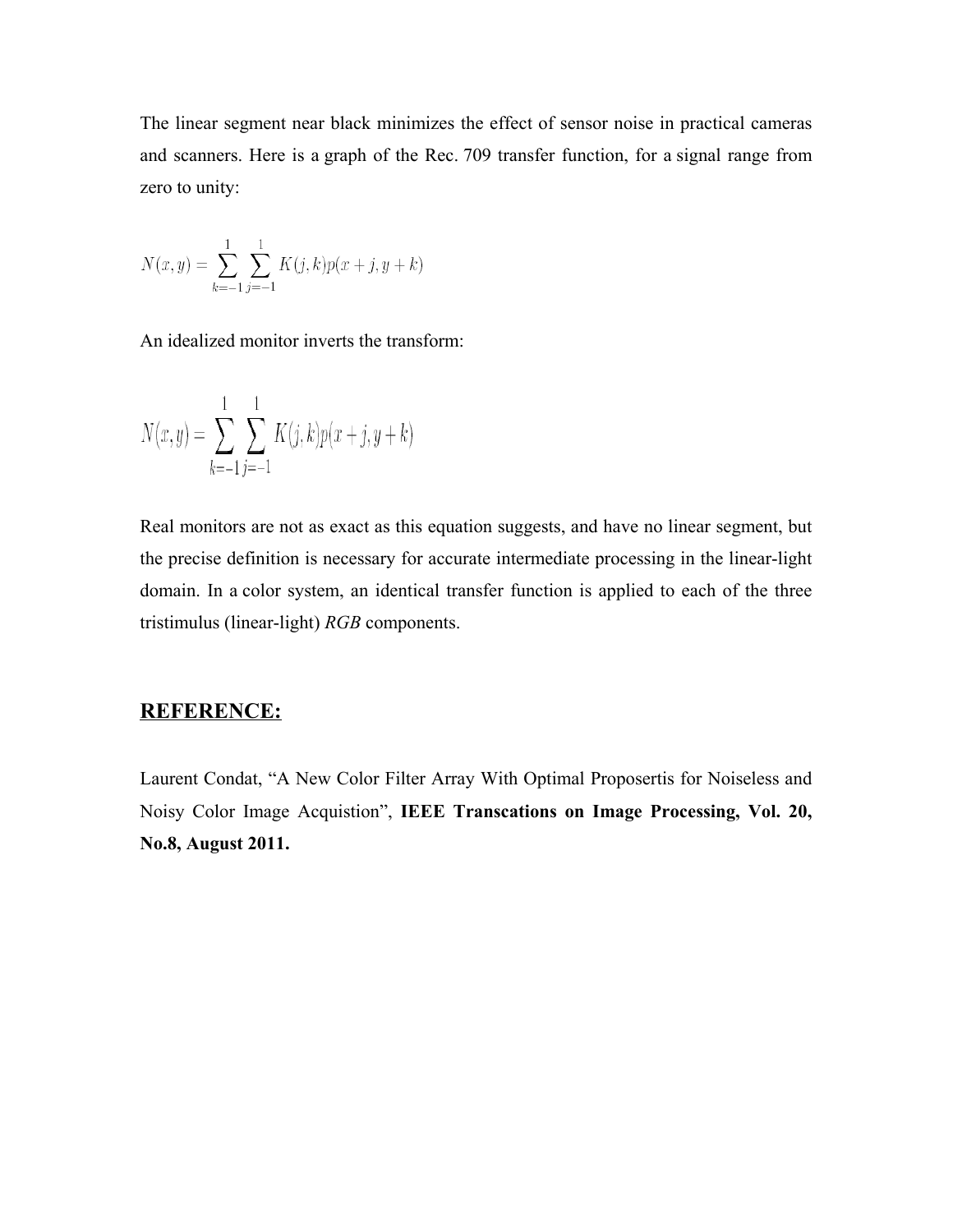The linear segment near black minimizes the effect of sensor noise in practical cameras and scanners. Here is a graph of the Rec. 709 transfer function, for a signal range from zero to unity:

$$N(x,y) = \sum_{k=-1}^{1} \sum_{j=-1}^{1} K(j,k)p(x+j,y+k)$$

An idealized monitor inverts the transform:

$$N(x,y) = \sum_{k=-1}^{1} \sum_{j=-1}^{1} K(j,k)p(x+j,y+k)$$

Real monitors are not as exact as this equation suggests, and have no linear segment, but the precise definition is necessary for accurate intermediate processing in the linear-light domain. In a color system, an identical transfer function is applied to each of the three tristimulus (linear-light) *RGB* components.

## REFERENCE:

Laurent Condat, "A New Color Filter Array With Optimal Proposertis for Noiseless and Noisy Color Image Acquistion", **IEEE Transcations on Image Processing, Vol. 20, No.8, August 2011.**